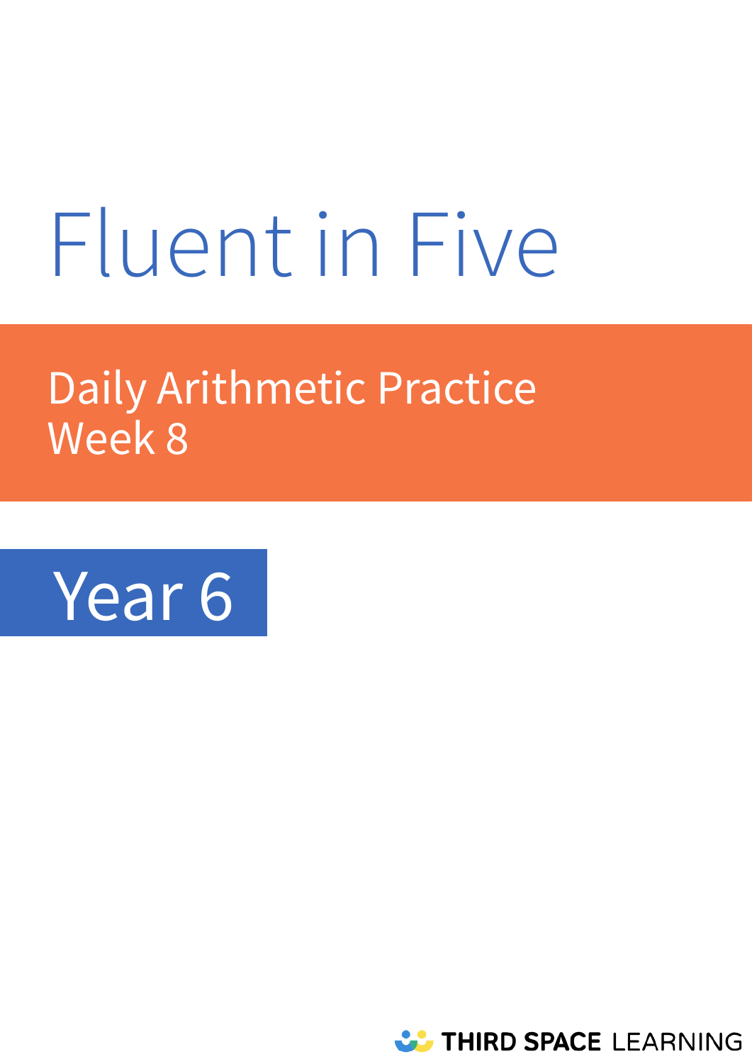# Fluent in Five

## Daily Arithmetic Practice
## Week 8

## Year 6

THIRD SPACE LEARNING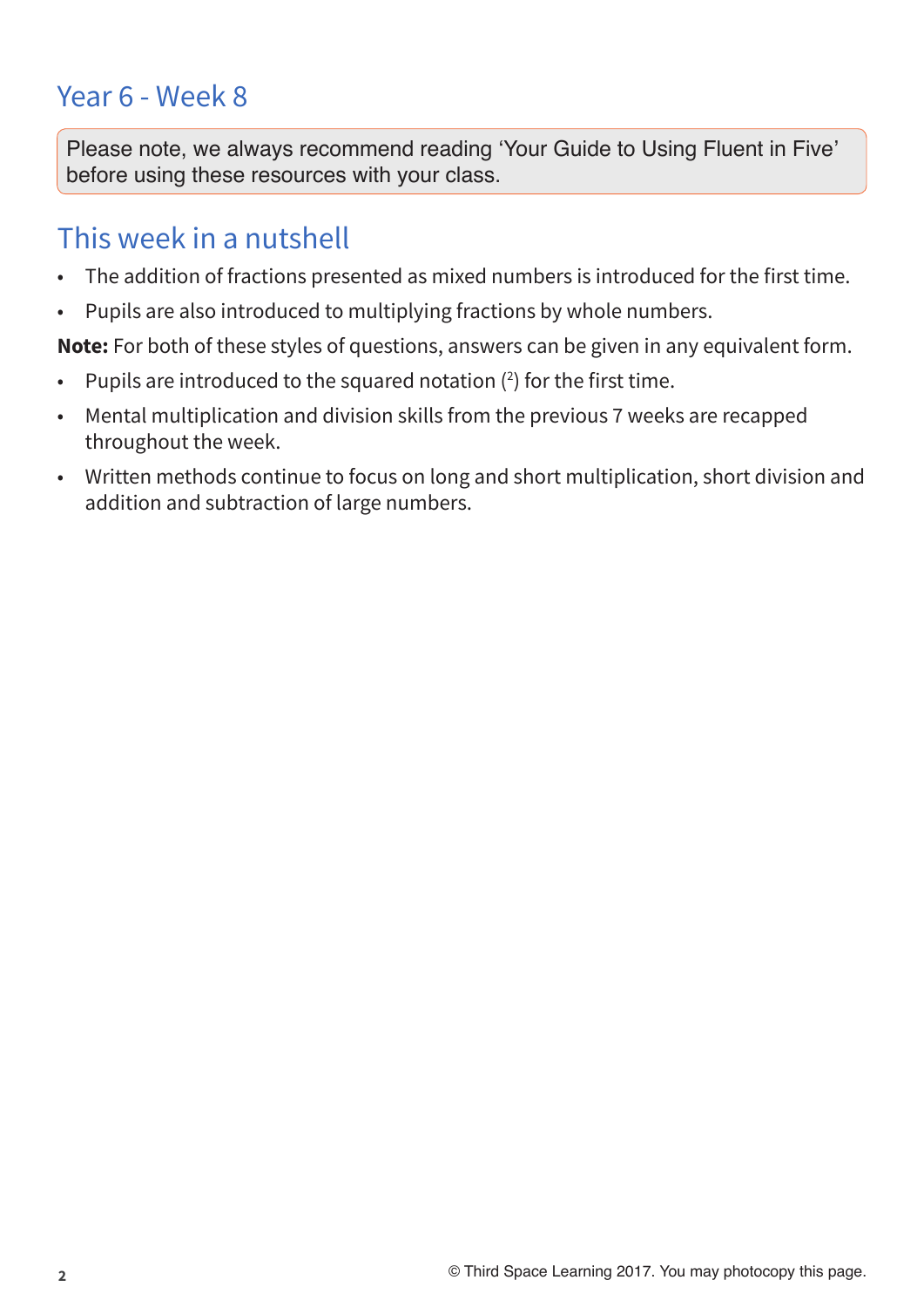# Year 6 - Week 8

Please note, we always recommend reading 'Your Guide to Using Fluent in Five' before using these resources with your class.

## This week in a nutshell

- The addition of fractions presented as mixed numbers is introduced for the first time.
- Pupils are also introduced to multiplying fractions by whole numbers.

**Note:** For both of these styles of questions, answers can be given in any equivalent form.

- Pupils are introduced to the squared notation ($^2$) for the first time.
- Mental multiplication and division skills from the previous 7 weeks are recapped throughout the week.
- Written methods continue to focus on long and short multiplication, short division and addition and subtraction of large numbers.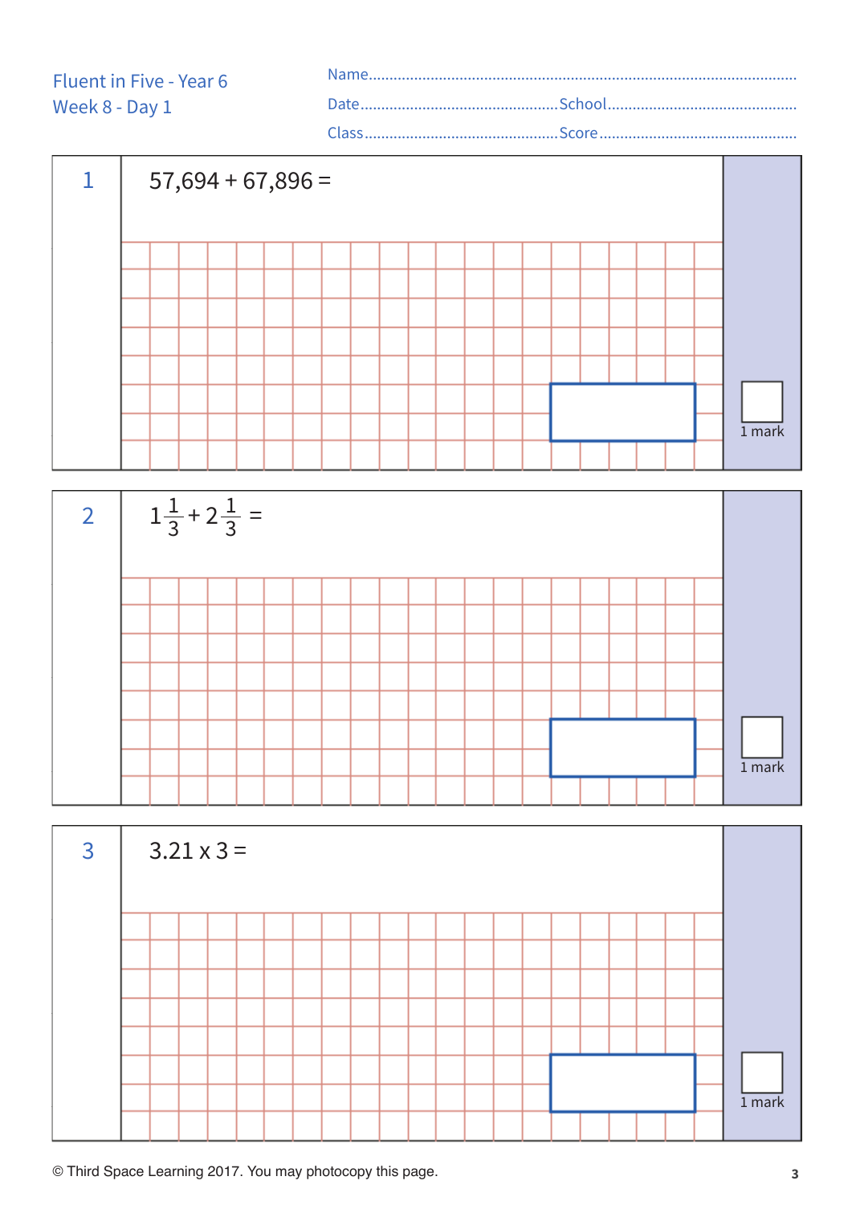Fluent in Five - Year 6
Week 8 - Day 1

Name.......................................................................................

Date..........................................School..........................................

Class..........................................Score..........................................

**1**

$57,694 + 67,896 =$

1 mark

**2**

$1\frac{1}{3} + 2\frac{1}{3} =$

1 mark

**3**

$3.21 \times 3 =$

1 mark

© Third Space Learning 2017. You may photocopy this page.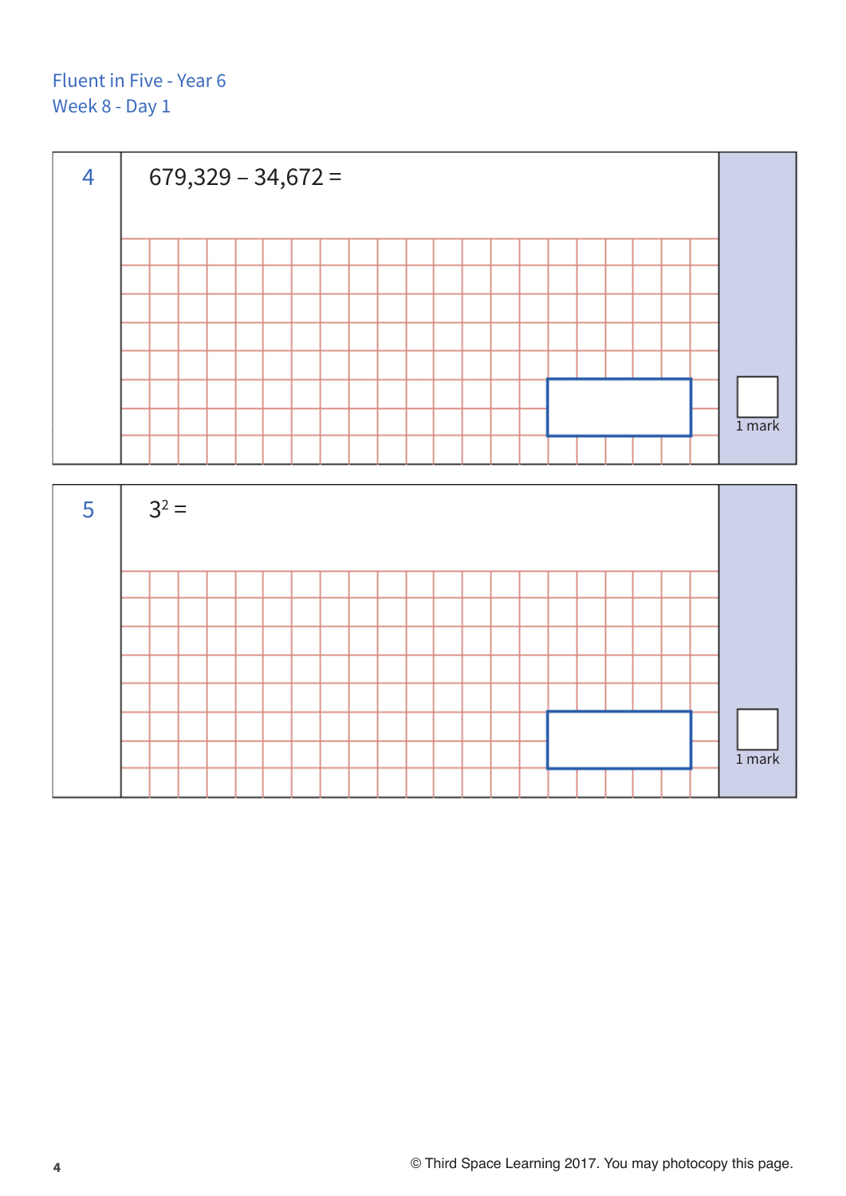Fluent in Five - Year 6
Week 8 - Day 1

**4** 679,329 – 34,672 =

1 mark

**5** $3^2$ =

1 mark

© Third Space Learning 2017. You may photocopy this page.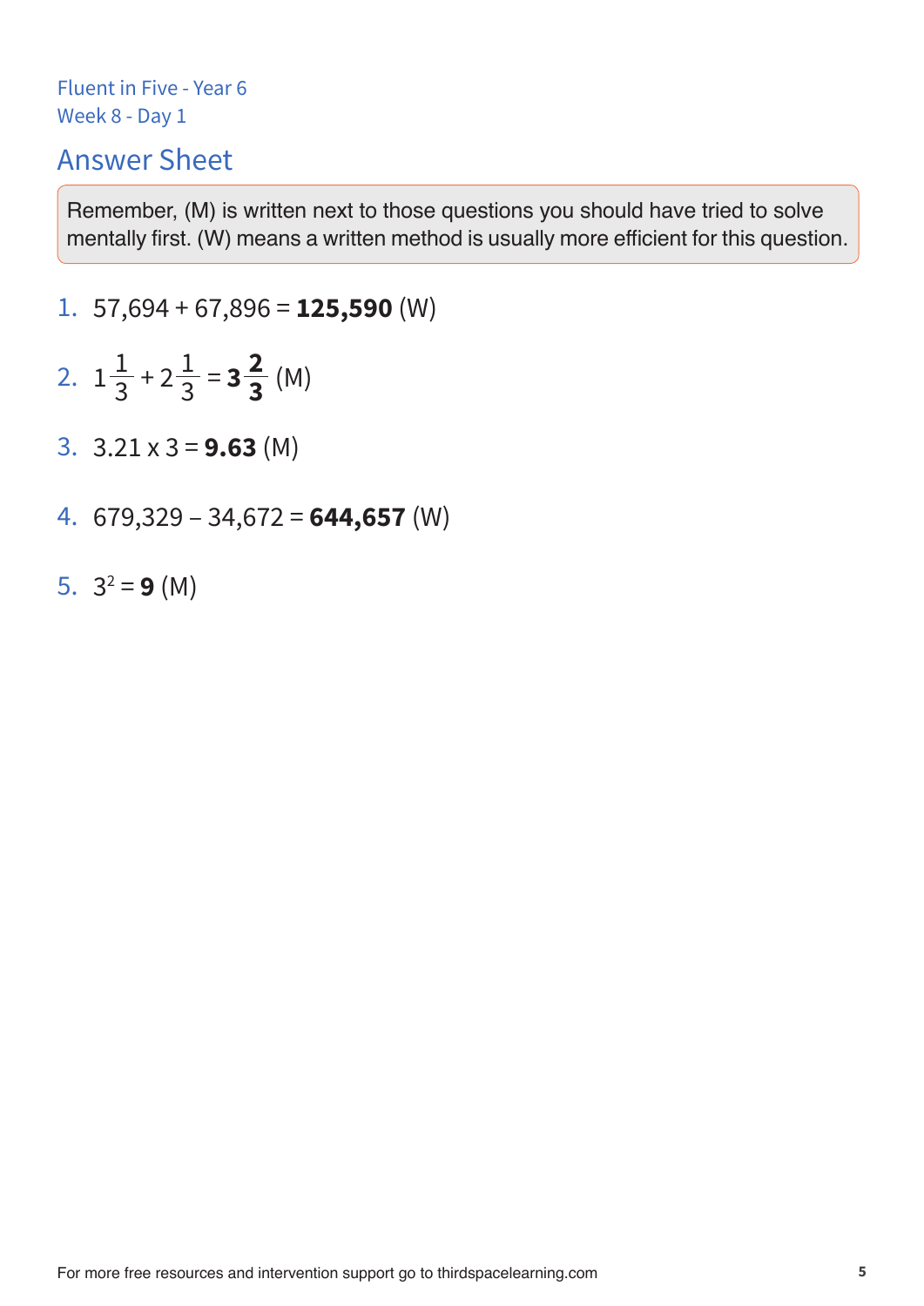Fluent in Five - Year 6
Week 8 - Day 1

## Answer Sheet

Remember, (M) is written next to those questions you should have tried to solve mentally first. (W) means a written method is usually more efficient for this question.

1. 57,694 + 67,896 = **125,590** (W)
2. $1\frac{1}{3} + 2\frac{1}{3} = \mathbf{3\frac{2}{3}}$ (M)
3. 3.21 x 3 = **9.63** (M)
4. 679,329 – 34,672 = **644,657** (W)
5. $3^2 = \mathbf{9}$ (M)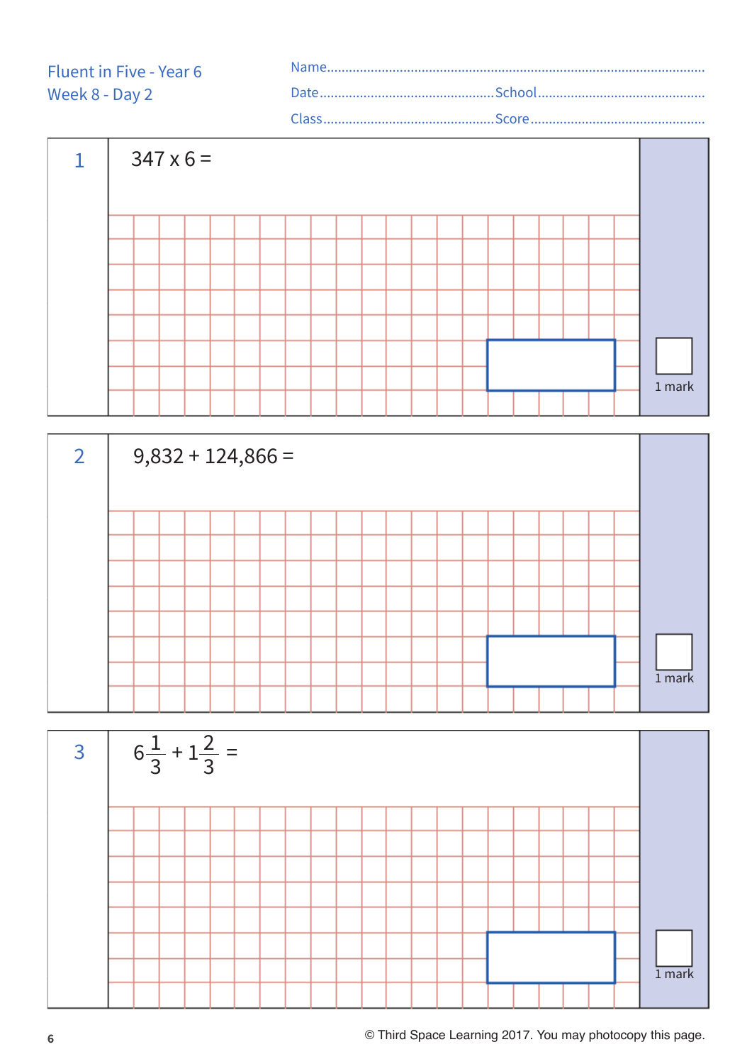Fluent in Five - Year 6
Week 8 - Day 2

Name..........................................................................................

Date.............................................School..............................................

Class............................................Score...............................................

**1**

347 x 6 =

1 mark

**2**

9,832 + 124,866 =

1 mark

**3**

$6\frac{1}{3} + 1\frac{2}{3} =$

1 mark

© Third Space Learning 2017. You may photocopy this page.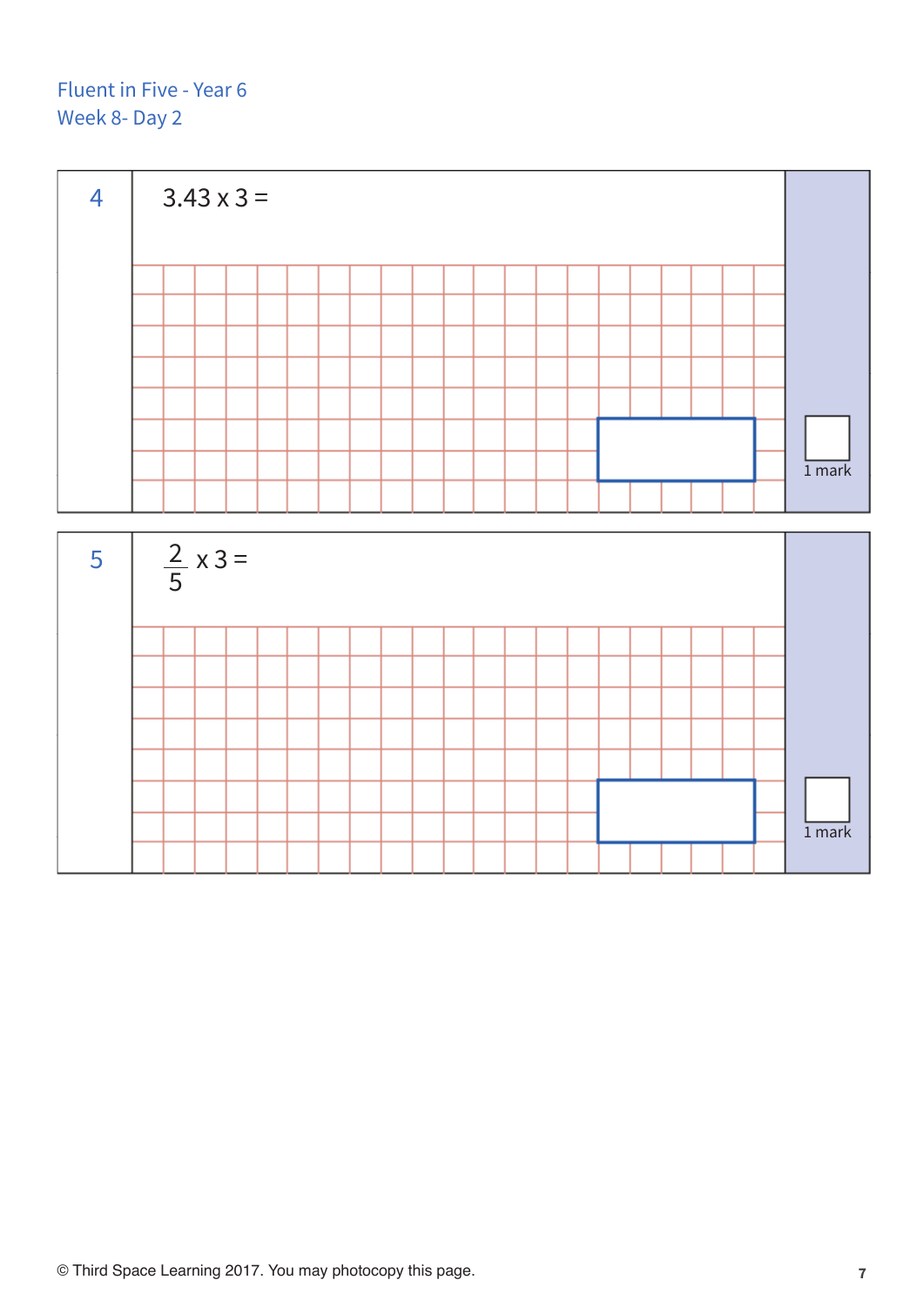Fluent in Five - Year 6
Week 8- Day 2

**4**

$3.43 \times 3 =$

1 mark

**5**

$\frac{2}{5} \times 3 =$

1 mark

© Third Space Learning 2017. You may photocopy this page.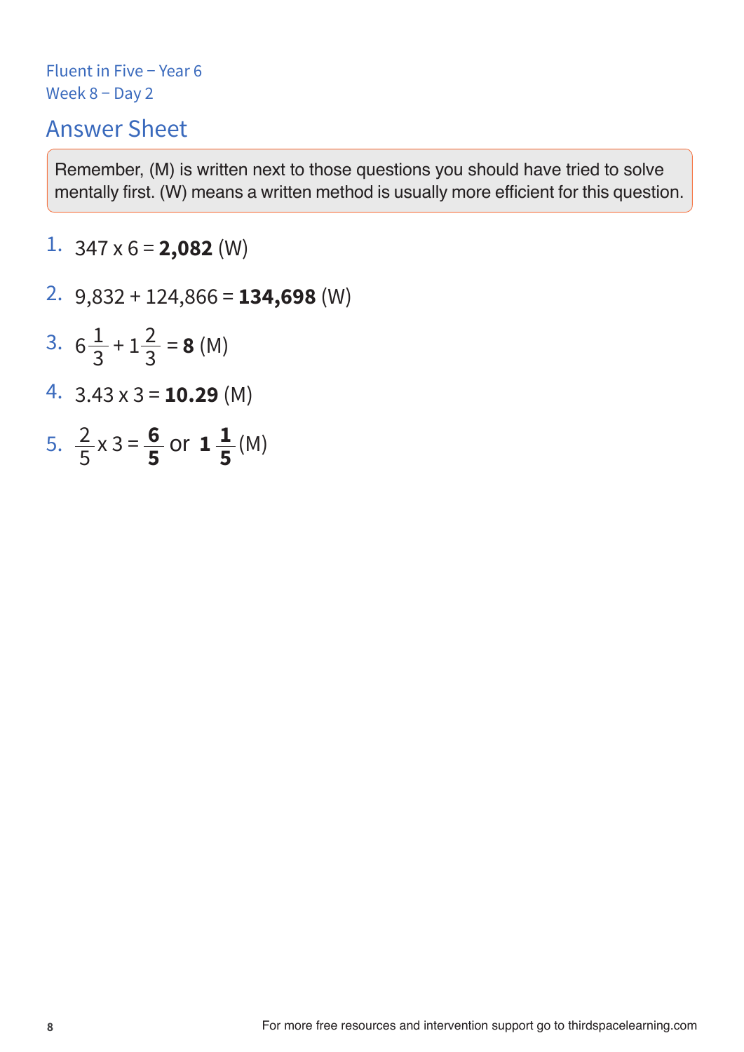Fluent in Five – Year 6
Week 8 – Day 2

# Answer Sheet

Remember, (M) is written next to those questions you should have tried to solve mentally first. (W) means a written method is usually more efficient for this question.

1. $347 \times 6 =$ **2,082** (W)
2. $9{,}832 + 124{,}866 =$ **134,698** (W)
3. $6\frac{1}{3} + 1\frac{2}{3} =$ **8** (M)
4. $3.43 \times 3 =$ **10.29** (M)
5. $\frac{2}{5} \times 3 = \mathbf{\frac{6}{5}}$ or $\mathbf{1\frac{1}{5}}$ (M)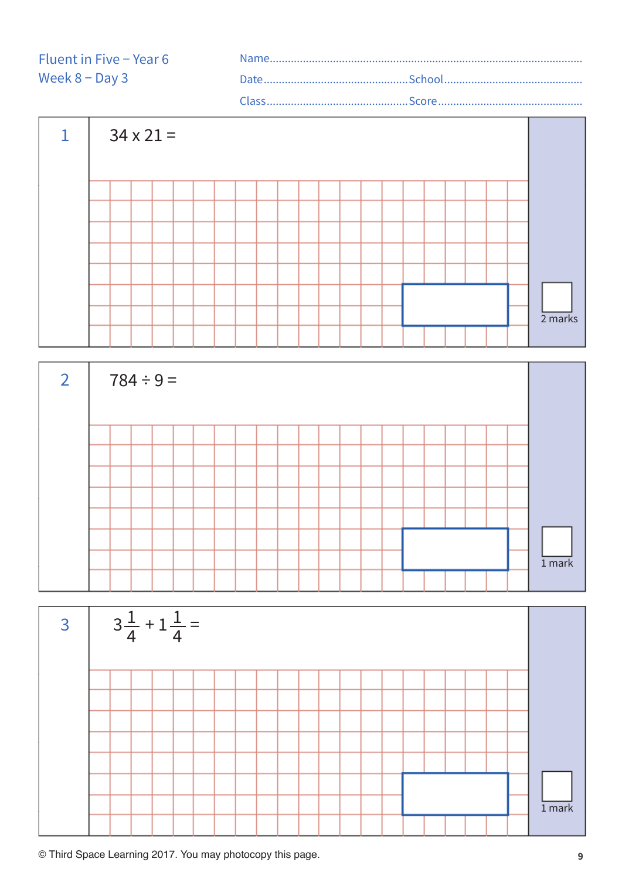Fluent in Five – Year 6
Week 8 – Day 3

Name.......................................................................................

Date.................................School.................................

Class.................................Score.................................

**1** $34 \times 21 =$

2 marks

**2** $784 \div 9 =$

1 mark

**3** $3\frac{1}{4} + 1\frac{1}{4} =$

1 mark

© Third Space Learning 2017. You may photocopy this page.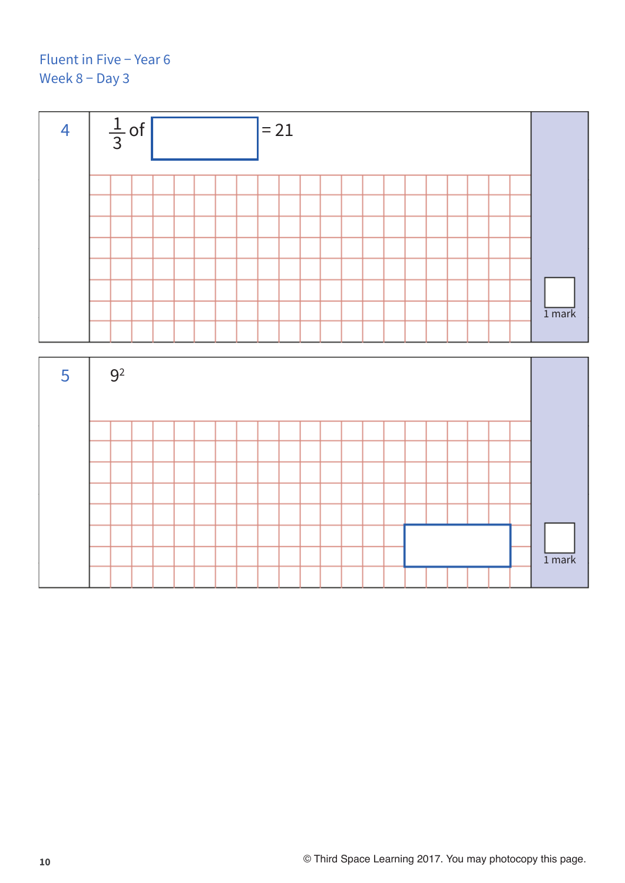Fluent in Five – Year 6
Week 8 – Day 3

**4** $\frac{1}{3}$ of ☐ = 21

1 mark

**5** $9^2$

☐

1 mark

© Third Space Learning 2017. You may photocopy this page.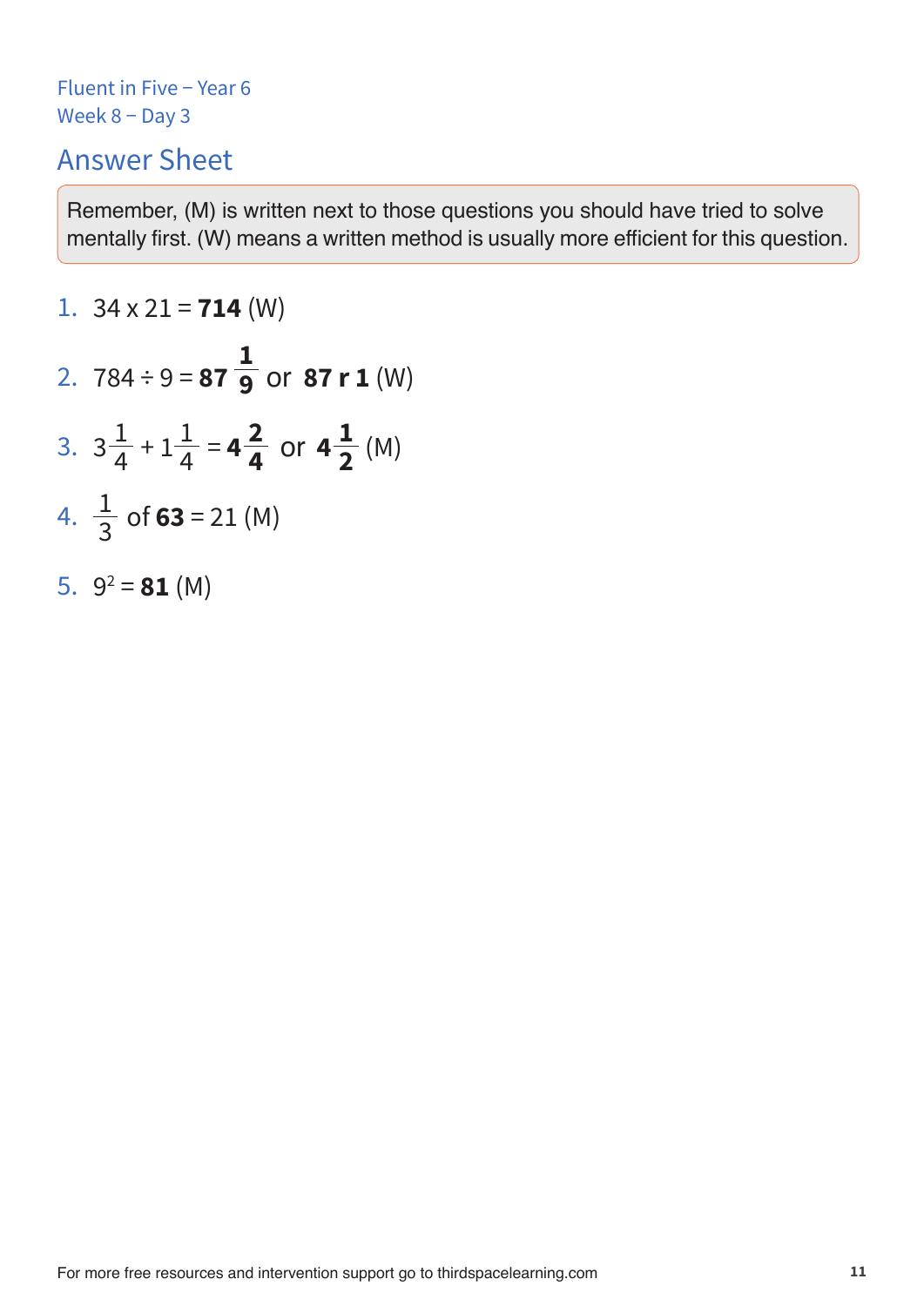Fluent in Five – Year 6
Week 8 – Day 3

## Answer Sheet

Remember, (M) is written next to those questions you should have tried to solve mentally first. (W) means a written method is usually more efficient for this question.

1. $34 \times 21 =$ **714** (W)
2. $784 \div 9 =$ $\mathbf{87\frac{1}{9}}$ or **87 r 1** (W)
3. $3\frac{1}{4} + 1\frac{1}{4} =$ $\mathbf{4\frac{2}{4}}$ or $\mathbf{4\frac{1}{2}}$ (M)
4. $\frac{1}{3}$ of **63** = 21 (M)
5. $9^2 =$ **81** (M)

For more free resources and intervention support go to thirdspacelearning.com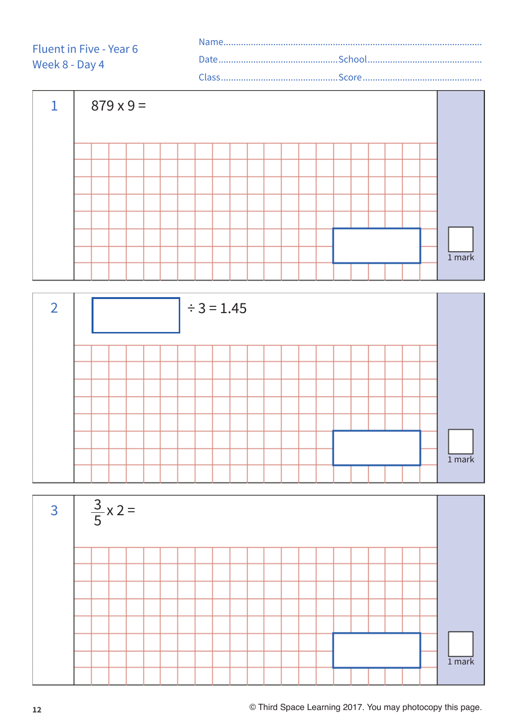Fluent in Five - Year 6
Week 8 - Day 4

Name.......................................................................................................

Date...............................................School...............................................

Class...............................................Score...............................................

**1**

$879 \times 9 =$

1 mark

**2**

$\square \div 3 = 1.45$

1 mark

**3**

$\frac{3}{5} \times 2 =$

1 mark

© Third Space Learning 2017. You may photocopy this page.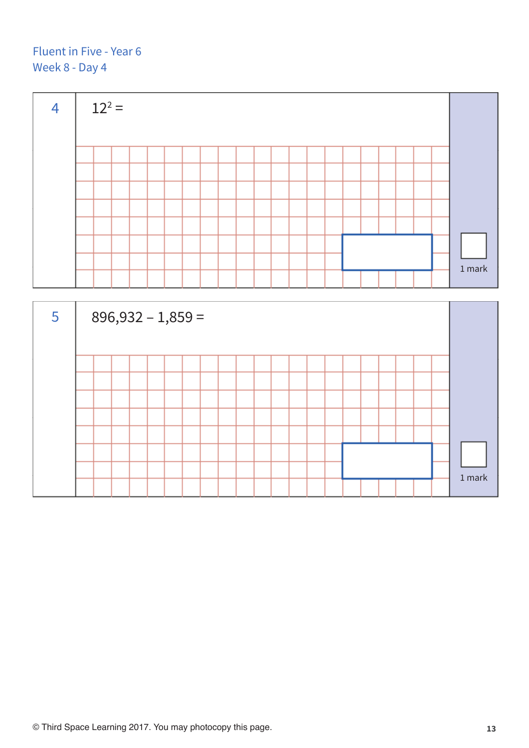Fluent in Five - Year 6
Week 8 - Day 4

**4** $12^2 =$

1 mark

**5** 896,932 – 1,859 =

1 mark

© Third Space Learning 2017. You may photocopy this page.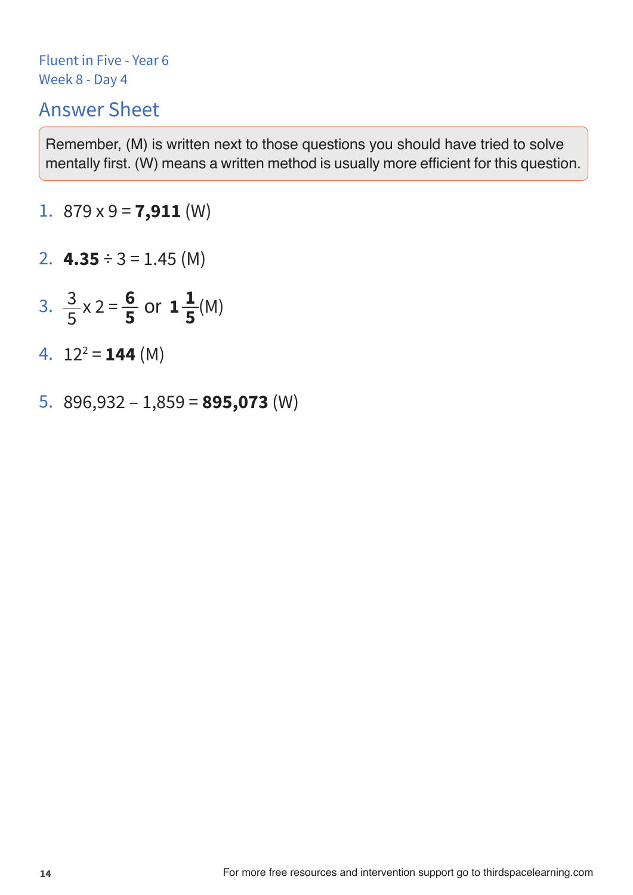Fluent in Five - Year 6
Week 8 - Day 4

## Answer Sheet

Remember, (M) is written next to those questions you should have tried to solve mentally first. (W) means a written method is usually more efficient for this question.

1. 879 x 9 = **7,911** (W)
2. **4.35** ÷ 3 = 1.45 (M)
3. $\frac{3}{5} \times 2 = \mathbf{\frac{6}{5}}$ or $\mathbf{1\frac{1}{5}}$ (M)
4. $12^2 = \mathbf{144}$ (M)
5. 896,932 – 1,859 = **895,073** (W)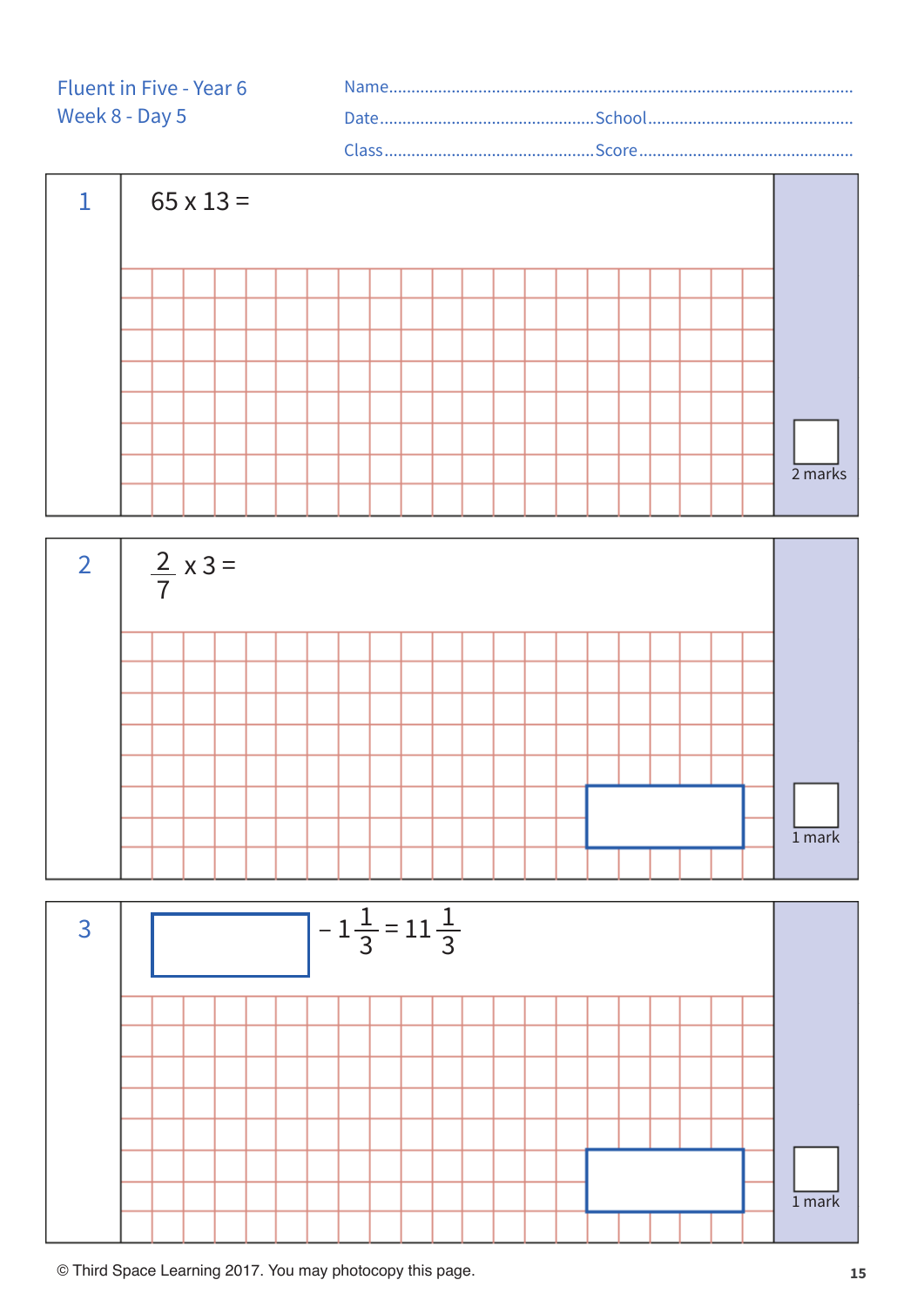Fluent in Five - Year 6
Week 8 - Day 5

Name.............................................................................................

Date.......................................School.......................................

Class......................................Score.......................................

**1**

$65 \times 13 =$

2 marks

**2**

$\frac{2}{7} \times 3 =$

1 mark

**3**

$\square - 1\frac{1}{3} = 11\frac{1}{3}$

1 mark

© Third Space Learning 2017. You may photocopy this page.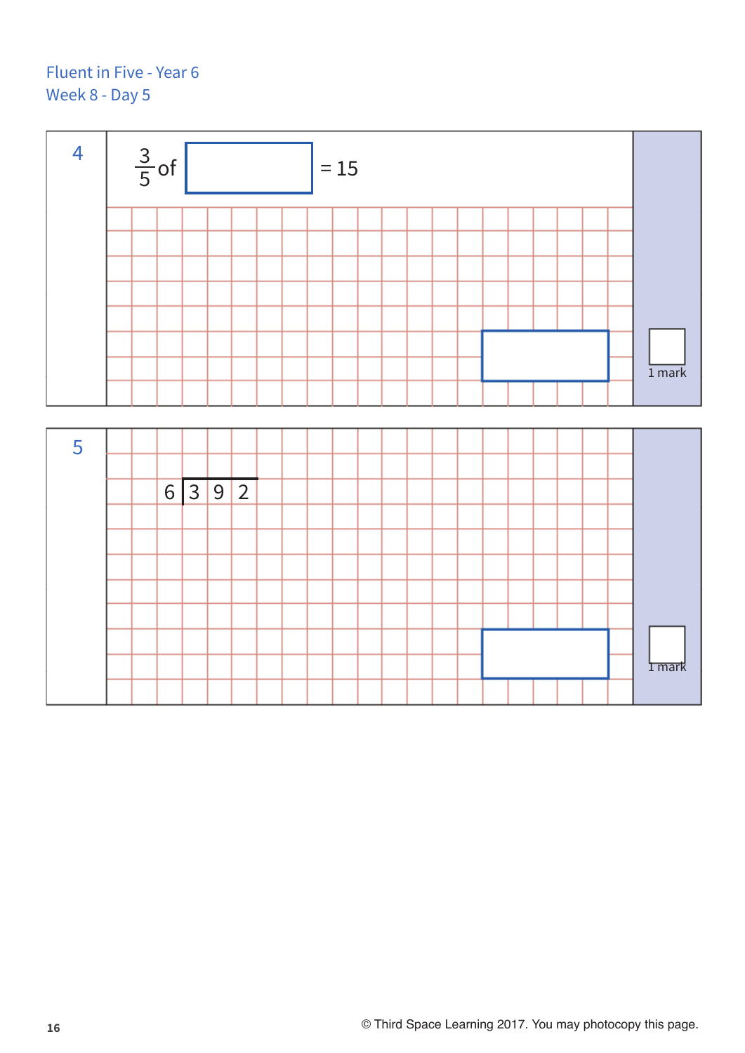Fluent in Five - Year 6
Week 8 - Day 5

**4**

$\frac{3}{5}$ of ☐ = 15

1 mark

**5**

$6 \overline{)392}$

1 mark

© Third Space Learning 2017. You may photocopy this page.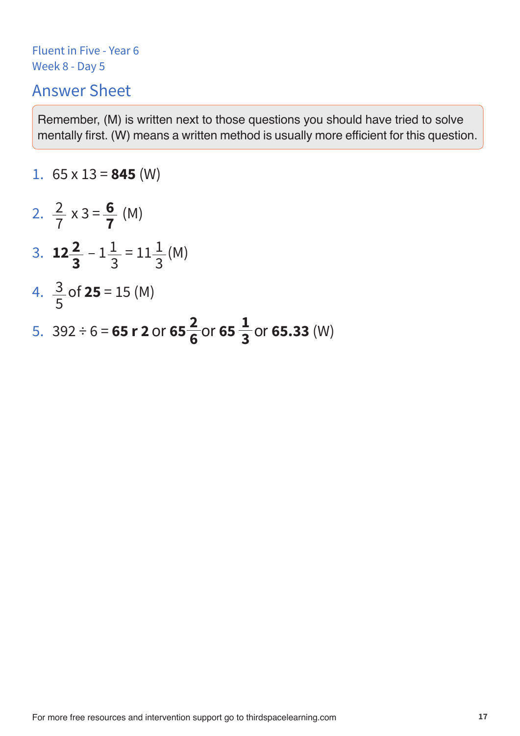Fluent in Five - Year 6
Week 8 - Day 5

# Answer Sheet

Remember, (M) is written next to those questions you should have tried to solve mentally first. (W) means a written method is usually more efficient for this question.

1. $65 \times 13 =$ **845** (W)
2. $\frac{2}{7} \times 3 = \mathbf{\frac{6}{7}}$ (M)
3. $\mathbf{12\frac{2}{3}} - 1\frac{1}{3} = 11\frac{1}{3}$ (M)
4. $\frac{3}{5}$ of **25** = 15 (M)
5. $392 \div 6 =$ **65 r 2** or $\mathbf{65\frac{2}{6}}$ or $\mathbf{65\frac{1}{3}}$ or **65.33** (W)

For more free resources and intervention support go to thirdspacelearning.com